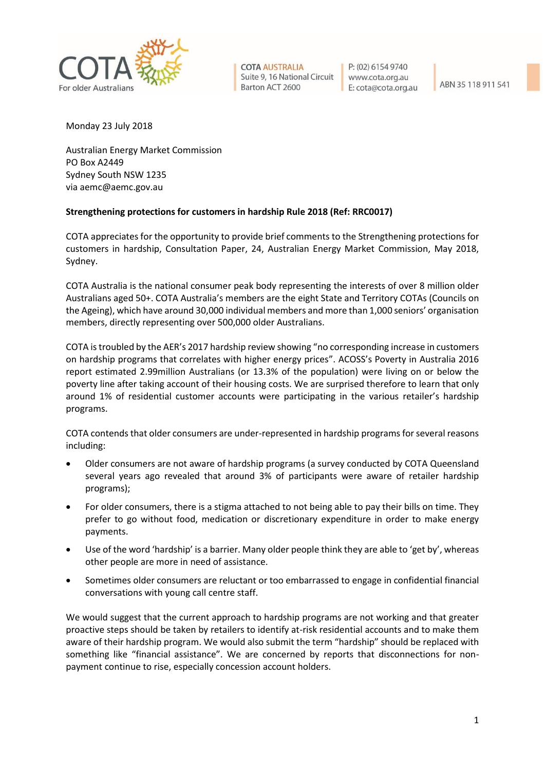COTA
For older Australians

**COTA AUSTRALIA**
Suite 9, 16 National Circuit
Barton ACT 2600

P: (02) 6154 9740
www.cota.org.au
E: cota@cota.org.au

ABN 35 118 911 541

Monday 23 July 2018

Australian Energy Market Commission
PO Box A2449
Sydney South NSW 1235
via aemc@aemc.gov.au

**Strengthening protections for customers in hardship Rule 2018 (Ref: RRC0017)**

COTA appreciates for the opportunity to provide brief comments to the Strengthening protections for customers in hardship, Consultation Paper, 24, Australian Energy Market Commission, May 2018, Sydney.

COTA Australia is the national consumer peak body representing the interests of over 8 million older Australians aged 50+. COTA Australia's members are the eight State and Territory COTAs (Councils on the Ageing), which have around 30,000 individual members and more than 1,000 seniors' organisation members, directly representing over 500,000 older Australians.

COTA is troubled by the AER's 2017 hardship review showing "no corresponding increase in customers on hardship programs that correlates with higher energy prices". ACOSS's Poverty in Australia 2016 report estimated 2.99million Australians (or 13.3% of the population) were living on or below the poverty line after taking account of their housing costs. We are surprised therefore to learn that only around 1% of residential customer accounts were participating in the various retailer's hardship programs.

COTA contends that older consumers are under-represented in hardship programs for several reasons including:

- Older consumers are not aware of hardship programs (a survey conducted by COTA Queensland several years ago revealed that around 3% of participants were aware of retailer hardship programs);
- For older consumers, there is a stigma attached to not being able to pay their bills on time. They prefer to go without food, medication or discretionary expenditure in order to make energy payments.
- Use of the word 'hardship' is a barrier. Many older people think they are able to 'get by', whereas other people are more in need of assistance.
- Sometimes older consumers are reluctant or too embarrassed to engage in confidential financial conversations with young call centre staff.

We would suggest that the current approach to hardship programs are not working and that greater proactive steps should be taken by retailers to identify at-risk residential accounts and to make them aware of their hardship program. We would also submit the term "hardship" should be replaced with something like "financial assistance". We are concerned by reports that disconnections for non-payment continue to rise, especially concession account holders.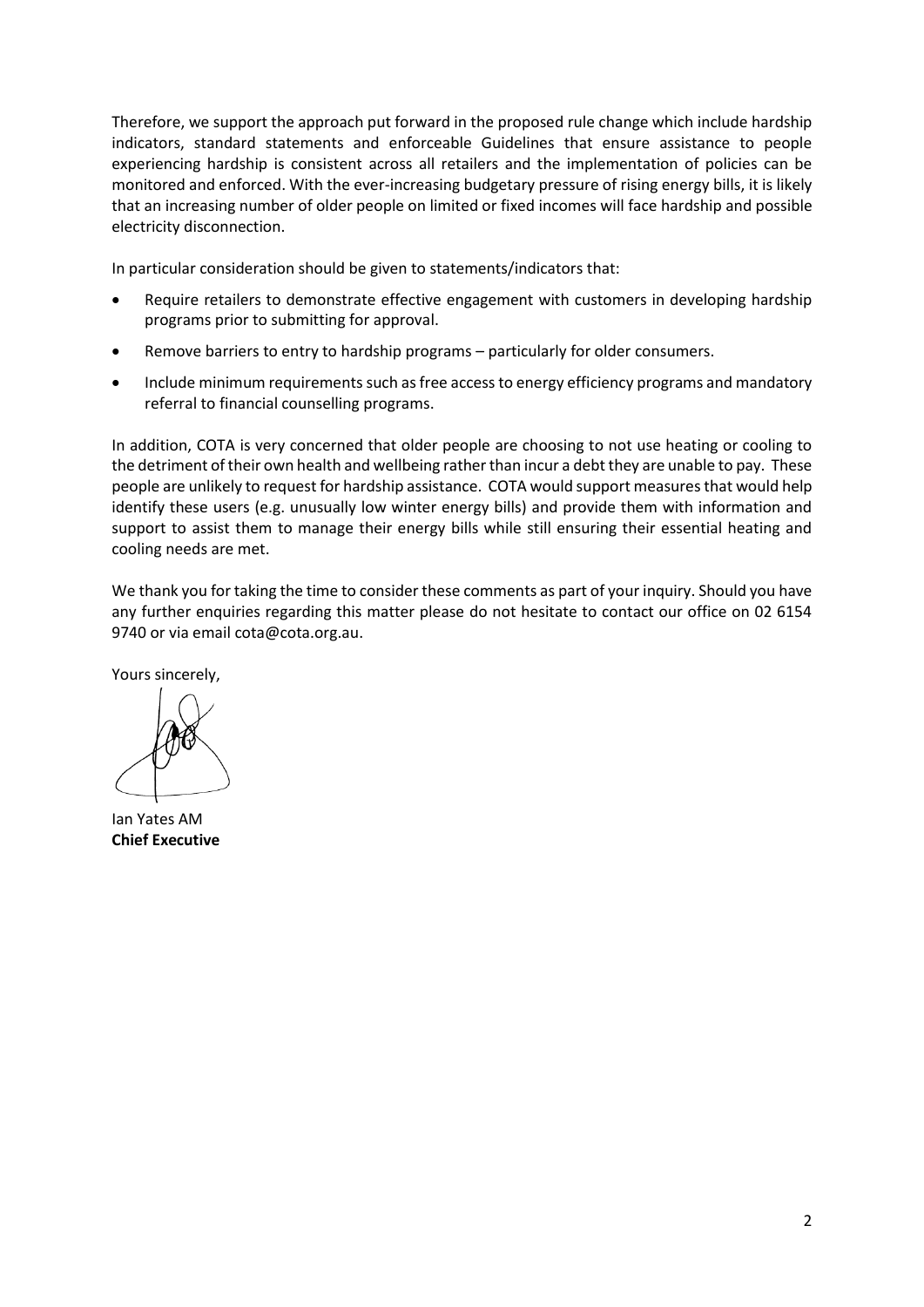Therefore, we support the approach put forward in the proposed rule change which include hardship indicators, standard statements and enforceable Guidelines that ensure assistance to people experiencing hardship is consistent across all retailers and the implementation of policies can be monitored and enforced. With the ever-increasing budgetary pressure of rising energy bills, it is likely that an increasing number of older people on limited or fixed incomes will face hardship and possible electricity disconnection.

In particular consideration should be given to statements/indicators that:

- Require retailers to demonstrate effective engagement with customers in developing hardship programs prior to submitting for approval.
- Remove barriers to entry to hardship programs – particularly for older consumers.
- Include minimum requirements such as free access to energy efficiency programs and mandatory referral to financial counselling programs.

In addition, COTA is very concerned that older people are choosing to not use heating or cooling to the detriment of their own health and wellbeing rather than incur a debt they are unable to pay. These people are unlikely to request for hardship assistance. COTA would support measures that would help identify these users (e.g. unusually low winter energy bills) and provide them with information and support to assist them to manage their energy bills while still ensuring their essential heating and cooling needs are met.

We thank you for taking the time to consider these comments as part of your inquiry. Should you have any further enquiries regarding this matter please do not hesitate to contact our office on 02 6154 9740 or via email cota@cota.org.au.

Yours sincerely,

Ian Yates AM
**Chief Executive**